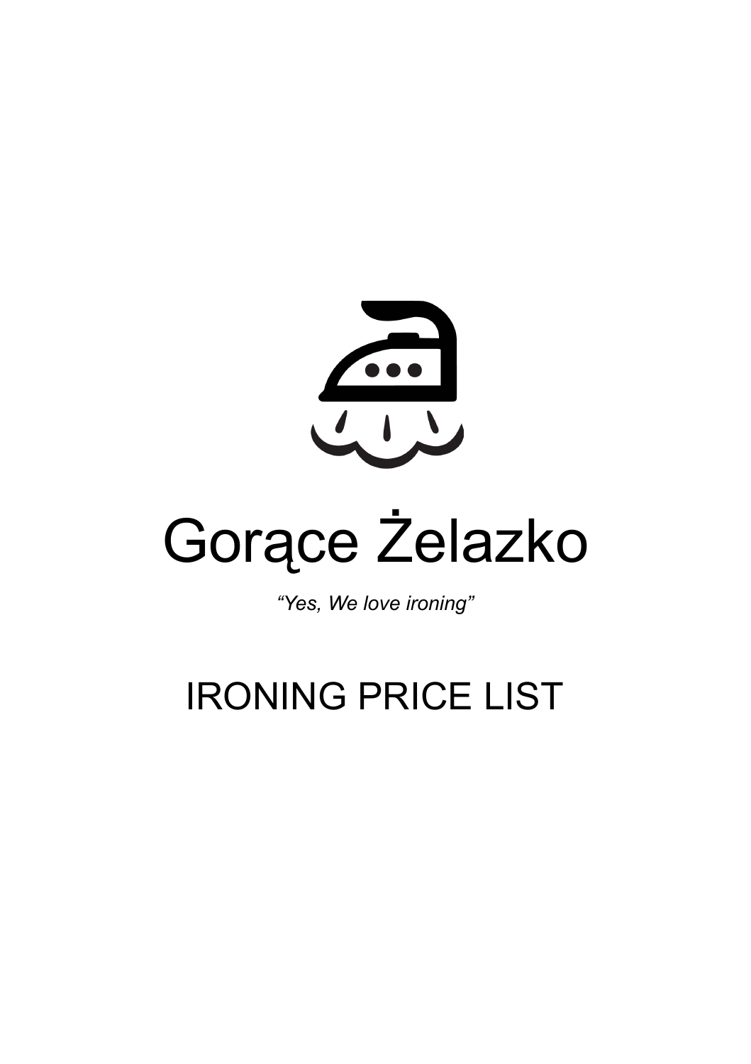# Gorące Żelazko

*"Yes, We love ironing"*

## IRONING PRICE LIST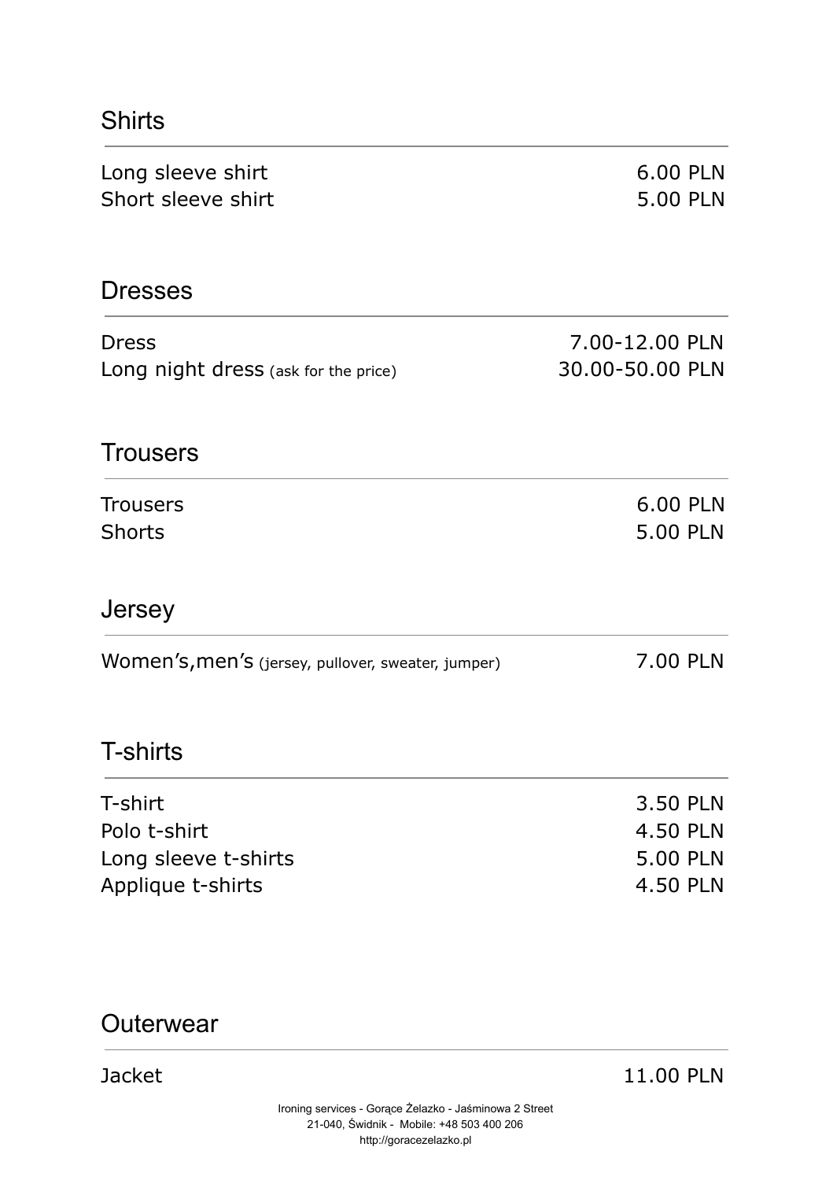## Shirts

| | |
|---|---|
| Long sleeve shirt | 6.00 PLN |
| Short sleeve shirt | 5.00 PLN |

## Dresses

| | |
|---|---|
| Dress | 7.00-12.00 PLN |
| Long night dress (ask for the price) | 30.00-50.00 PLN |

## Trousers

| | |
|---|---|
| Trousers | 6.00 PLN |
| Shorts | 5.00 PLN |

## Jersey

| | |
|---|---|
| Women’s,men’s (jersey, pullover, sweater, jumper) | 7.00 PLN |

## T-shirts

| | |
|---|---|
| T-shirt | 3.50 PLN |
| Polo t-shirt | 4.50 PLN |
| Long sleeve t-shirts | 5.00 PLN |
| Applique t-shirts | 4.50 PLN |

## Outerwear

| | |
|---|---|
| Jacket | 11.00 PLN |

Ironing services - Gorące Żelazko - Jaśminowa 2 Street
21-040, Świdnik - Mobile: +48 503 400 206
http://goracezelazko.pl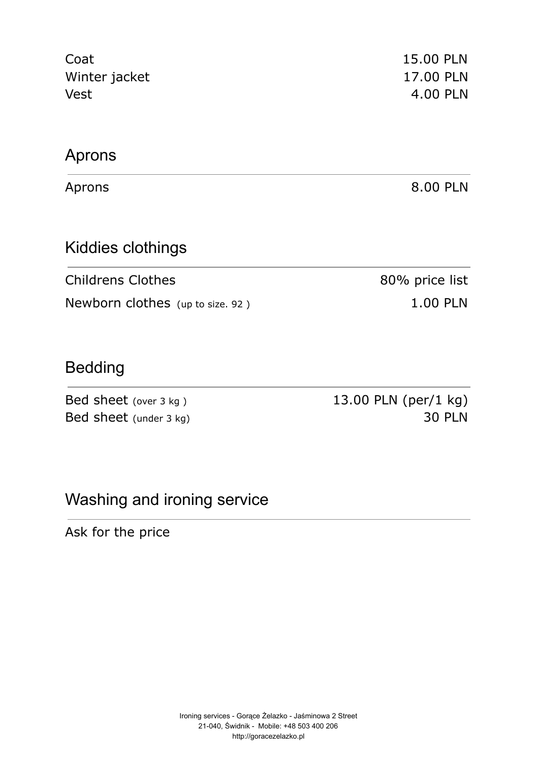| | |
|---|---|
| Coat | 15.00 PLN |
| Winter jacket | 17.00 PLN |
| Vest | 4.00 PLN |

## Aprons

| | |
|---|---|
| Aprons | 8.00 PLN |

## Kiddies clothings

| | |
|---|---|
| Childrens Clothes | 80% price list |
| Newborn clothes (up to size. 92 ) | 1.00 PLN |

## Bedding

| | |
|---|---|
| Bed sheet (over 3 kg ) | 13.00 PLN (per/1 kg) |
| Bed sheet (under 3 kg) | 30 PLN |

## Washing and ironing service

Ask for the price

Ironing services - Gorące Żelazko - Jaśminowa 2 Street
21-040, Świdnik - Mobile: +48 503 400 206
http://goracezelazko.pl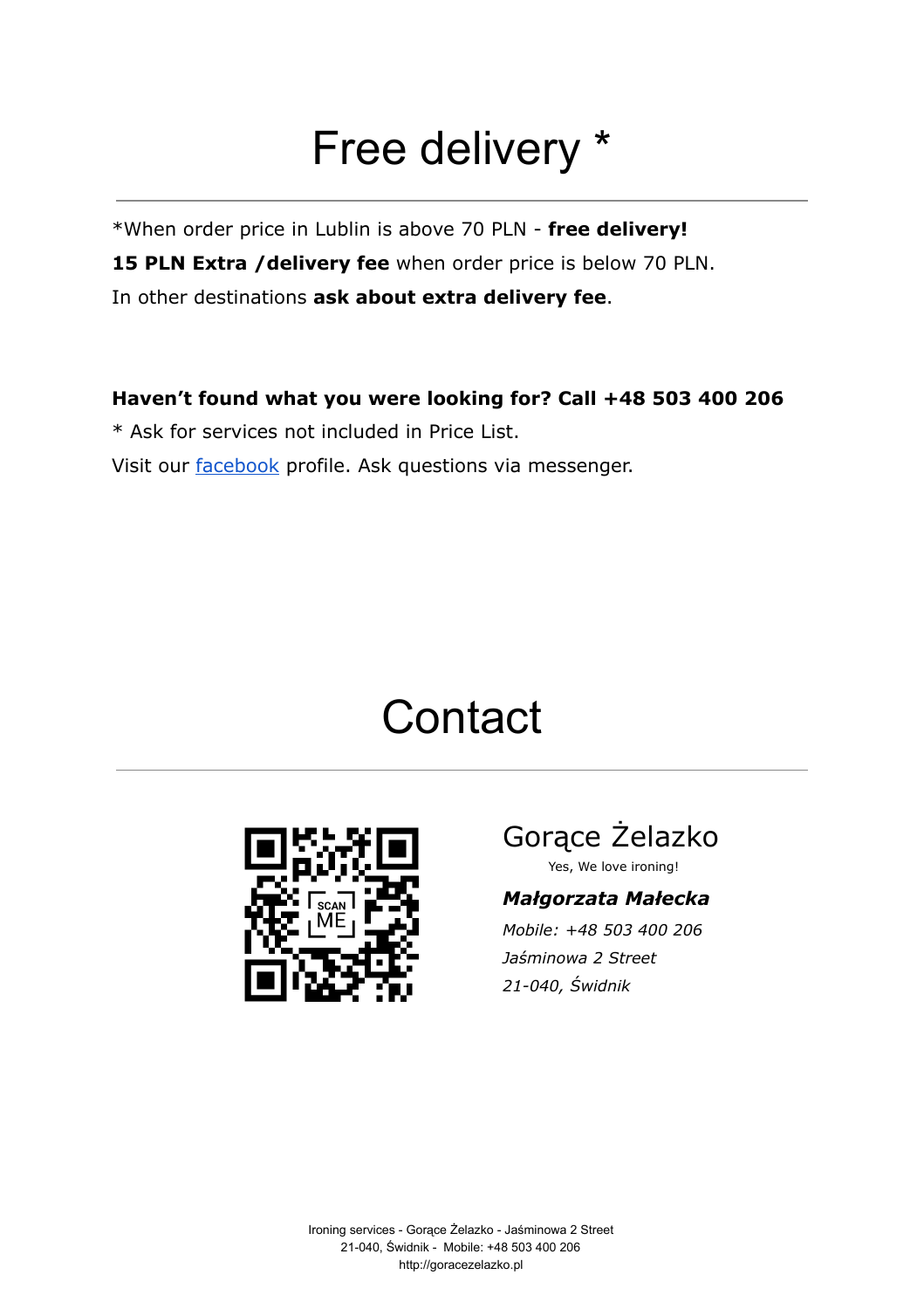# Free delivery *

*When order price in Lublin is above 70 PLN - **free delivery!**

**15 PLN Extra /delivery fee** when order price is below 70 PLN.

In other destinations **ask about extra delivery fee**.

**Haven't found what you were looking for? Call +48 503 400 206**

* Ask for services not included in Price List.

Visit our [facebook](facebook) profile. Ask questions via messenger.

# Contact

SCAN ME

## Gorące Żelazko

Yes, We love ironing!

***Małgorzata Małecka***

*Mobile: +48 503 400 206*

*Jaśminowa 2 Street*

*21-040, Świdnik*

Ironing services - Gorące Żelazko - Jaśminowa 2 Street
21-040, Świdnik - Mobile: +48 503 400 206
http://goracezelazko.pl